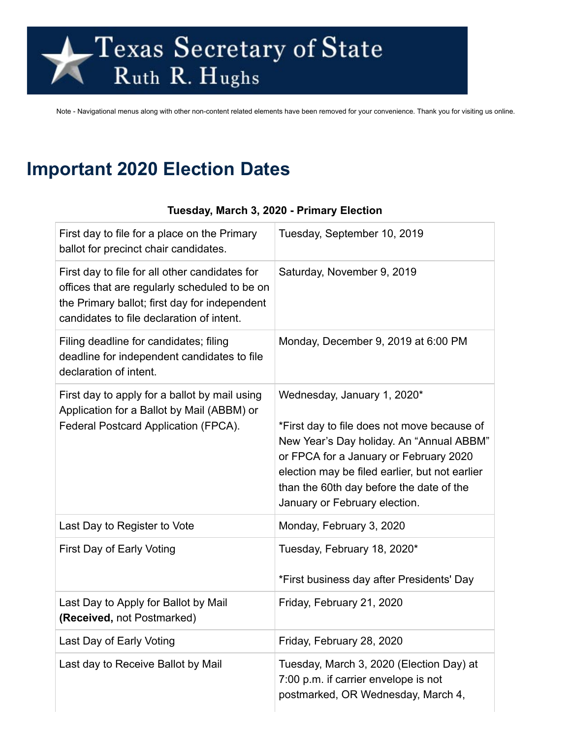Texas Secretary of State
Ruth R. Hughs

Note - Navigational menus along with other non-content related elements have been removed for your convenience. Thank you for visiting us online.

# Important 2020 Election Dates

**Tuesday, March 3, 2020 - Primary Election**

| | |
|---|---|
| First day to file for a place on the Primary ballot for precinct chair candidates. | Tuesday, September 10, 2019 |
| First day to file for all other candidates for offices that are regularly scheduled to be on the Primary ballot; first day for independent candidates to file declaration of intent. | Saturday, November 9, 2019 |
| Filing deadline for candidates; filing deadline for independent candidates to file declaration of intent. | Monday, December 9, 2019 at 6:00 PM |
| First day to apply for a ballot by mail using Application for a Ballot by Mail (ABBM) or Federal Postcard Application (FPCA). | Wednesday, January 1, 2020*<br><br>*First day to file does not move because of New Year's Day holiday. An "Annual ABBM" or FPCA for a January or February 2020 election may be filed earlier, but not earlier than the 60th day before the date of the January or February election. |
| Last Day to Register to Vote | Monday, February 3, 2020 |
| First Day of Early Voting | Tuesday, February 18, 2020*<br><br>*First business day after Presidents' Day |
| Last Day to Apply for Ballot by Mail **(Received,** not Postmarked) | Friday, February 21, 2020 |
| Last Day of Early Voting | Friday, February 28, 2020 |
| Last day to Receive Ballot by Mail | Tuesday, March 3, 2020 (Election Day) at 7:00 p.m. if carrier envelope is not postmarked, OR Wednesday, March 4, |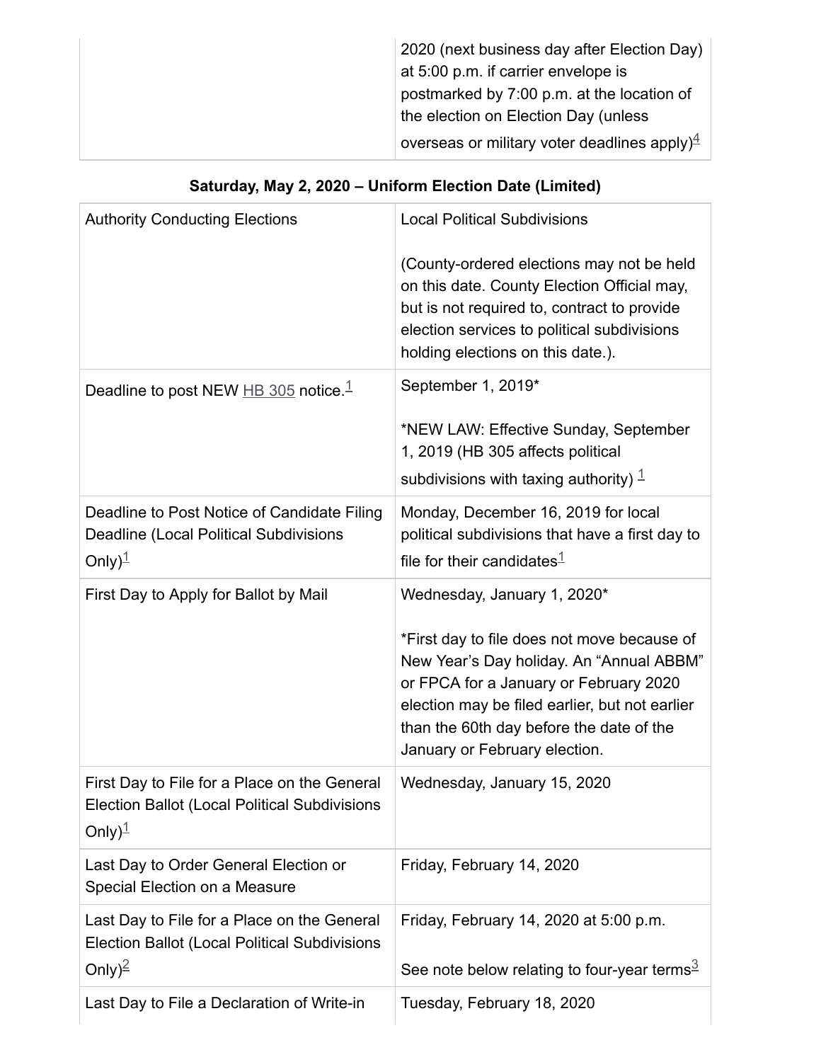| | |
|---|---|
| | 2020 (next business day after Election Day) at 5:00 p.m. if carrier envelope is postmarked by 7:00 p.m. at the location of the election on Election Day (unless overseas or military voter deadlines apply)[4] |

**Saturday, May 2, 2020 – Uniform Election Date (Limited)**

| | |
|---|---|
| Authority Conducting Elections | Local Political Subdivisions<br><br>(County-ordered elections may not be held on this date. County Election Official may, but is not required to, contract to provide election services to political subdivisions holding elections on this date.). |
| Deadline to post NEW HB 305 notice.[1] | September 1, 2019*<br><br>*NEW LAW: Effective Sunday, September 1, 2019 (HB 305 affects political subdivisions with taxing authority) [1] |
| Deadline to Post Notice of Candidate Filing Deadline (Local Political Subdivisions Only)[1] | Monday, December 16, 2019 for local political subdivisions that have a first day to file for their candidates[1] |
| First Day to Apply for Ballot by Mail | Wednesday, January 1, 2020*<br><br>*First day to file does not move because of New Year's Day holiday. An "Annual ABBM" or FPCA for a January or February 2020 election may be filed earlier, but not earlier than the 60th day before the date of the January or February election. |
| First Day to File for a Place on the General Election Ballot (Local Political Subdivisions Only)[1] | Wednesday, January 15, 2020 |
| Last Day to Order General Election or Special Election on a Measure | Friday, February 14, 2020 |
| Last Day to File for a Place on the General Election Ballot (Local Political Subdivisions Only)[2] | Friday, February 14, 2020 at 5:00 p.m.<br><br>See note below relating to four-year terms[3] |
| Last Day to File a Declaration of Write-in | Tuesday, February 18, 2020 |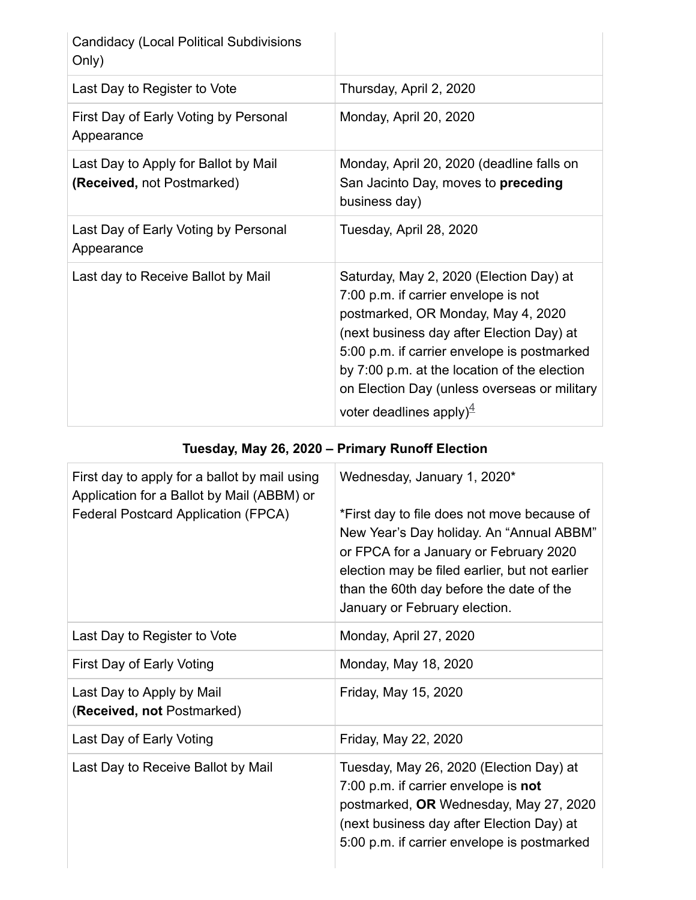| | |
|---|---|
| Candidacy (Local Political Subdivisions Only) | |
| Last Day to Register to Vote | Thursday, April 2, 2020 |
| First Day of Early Voting by Personal Appearance | Monday, April 20, 2020 |
| Last Day to Apply for Ballot by Mail **(Received,** not Postmarked) | Monday, April 20, 2020 (deadline falls on San Jacinto Day, moves to **preceding** business day) |
| Last Day of Early Voting by Personal Appearance | Tuesday, April 28, 2020 |
| Last day to Receive Ballot by Mail | Saturday, May 2, 2020 (Election Day) at 7:00 p.m. if carrier envelope is not postmarked, OR Monday, May 4, 2020 (next business day after Election Day) at 5:00 p.m. if carrier envelope is postmarked by 7:00 p.m. at the location of the election on Election Day (unless overseas or military voter deadlines apply)[4] |

**Tuesday, May 26, 2020 – Primary Runoff Election**

| | |
|---|---|
| First day to apply for a ballot by mail using Application for a Ballot by Mail (ABBM) or Federal Postcard Application (FPCA) | Wednesday, January 1, 2020*<br><br>*First day to file does not move because of New Year's Day holiday. An "Annual ABBM" or FPCA for a January or February 2020 election may be filed earlier, but not earlier than the 60th day before the date of the January or February election. |
| Last Day to Register to Vote | Monday, April 27, 2020 |
| First Day of Early Voting | Monday, May 18, 2020 |
| Last Day to Apply by Mail (**Received, not** Postmarked) | Friday, May 15, 2020 |
| Last Day of Early Voting | Friday, May 22, 2020 |
| Last Day to Receive Ballot by Mail | Tuesday, May 26, 2020 (Election Day) at 7:00 p.m. if carrier envelope is **not** postmarked, **OR** Wednesday, May 27, 2020 (next business day after Election Day) at 5:00 p.m. if carrier envelope is postmarked |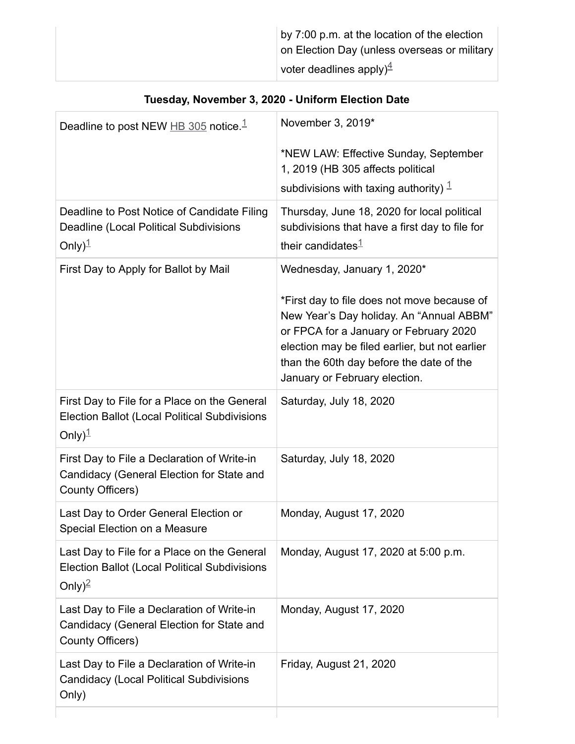| | |
|---|---|
| | by 7:00 p.m. at the location of the election on Election Day (unless overseas or military voter deadlines apply)[4] |

### Tuesday, November 3, 2020 - Uniform Election Date

| | |
|---|---|
| Deadline to post NEW HB 305 notice.[1] | November 3, 2019*<br><br>*NEW LAW: Effective Sunday, September 1, 2019 (HB 305 affects political subdivisions with taxing authority) [1] |
| Deadline to Post Notice of Candidate Filing Deadline (Local Political Subdivisions Only)[1] | Thursday, June 18, 2020 for local political subdivisions that have a first day to file for their candidates[1] |
| First Day to Apply for Ballot by Mail | Wednesday, January 1, 2020*<br><br>*First day to file does not move because of New Year's Day holiday. An "Annual ABBM" or FPCA for a January or February 2020 election may be filed earlier, but not earlier than the 60th day before the date of the January or February election. |
| First Day to File for a Place on the General Election Ballot (Local Political Subdivisions Only)[1] | Saturday, July 18, 2020 |
| First Day to File a Declaration of Write-in Candidacy (General Election for State and County Officers) | Saturday, July 18, 2020 |
| Last Day to Order General Election or Special Election on a Measure | Monday, August 17, 2020 |
| Last Day to File for a Place on the General Election Ballot (Local Political Subdivisions Only)[2] | Monday, August 17, 2020 at 5:00 p.m. |
| Last Day to File a Declaration of Write-in Candidacy (General Election for State and County Officers) | Monday, August 17, 2020 |
| Last Day to File a Declaration of Write-in Candidacy (Local Political Subdivisions Only) | Friday, August 21, 2020 |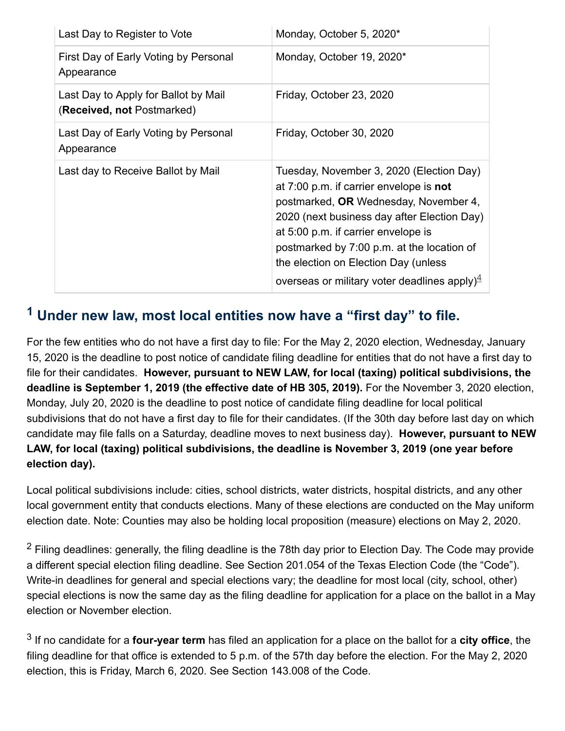| | |
|---|---|
| Last Day to Register to Vote | Monday, October 5, 2020* |
| First Day of Early Voting by Personal Appearance | Monday, October 19, 2020* |
| Last Day to Apply for Ballot by Mail (**Received, not** Postmarked) | Friday, October 23, 2020 |
| Last Day of Early Voting by Personal Appearance | Friday, October 30, 2020 |
| Last day to Receive Ballot by Mail | Tuesday, November 3, 2020 (Election Day) at 7:00 p.m. if carrier envelope is **not** postmarked, **OR** Wednesday, November 4, 2020 (next business day after Election Day) at 5:00 p.m. if carrier envelope is postmarked by 7:00 p.m. at the location of the election on Election Day (unless overseas or military voter deadlines apply)[4] |

## [1] Under new law, most local entities now have a "first day" to file.

For the few entities who do not have a first day to file: For the May 2, 2020 election, Wednesday, January 15, 2020 is the deadline to post notice of candidate filing deadline for entities that do not have a first day to file for their candidates. **However, pursuant to NEW LAW, for local (taxing) political subdivisions, the deadline is September 1, 2019 (the effective date of HB 305, 2019).** For the November 3, 2020 election, Monday, July 20, 2020 is the deadline to post notice of candidate filing deadline for local political subdivisions that do not have a first day to file for their candidates. (If the 30th day before last day on which candidate may file falls on a Saturday, deadline moves to next business day). **However, pursuant to NEW LAW, for local (taxing) political subdivisions, the deadline is November 3, 2019 (one year before election day).**

Local political subdivisions include: cities, school districts, water districts, hospital districts, and any other local government entity that conducts elections. Many of these elections are conducted on the May uniform election date. Note: Counties may also be holding local proposition (measure) elections on May 2, 2020.

[2] Filing deadlines: generally, the filing deadline is the 78th day prior to Election Day. The Code may provide a different special election filing deadline. See Section 201.054 of the Texas Election Code (the "Code"). Write-in deadlines for general and special elections vary; the deadline for most local (city, school, other) special elections is now the same day as the filing deadline for application for a place on the ballot in a May election or November election.

[3] If no candidate for a **four-year term** has filed an application for a place on the ballot for a **city office**, the filing deadline for that office is extended to 5 p.m. of the 57th day before the election. For the May 2, 2020 election, this is Friday, March 6, 2020. See Section 143.008 of the Code.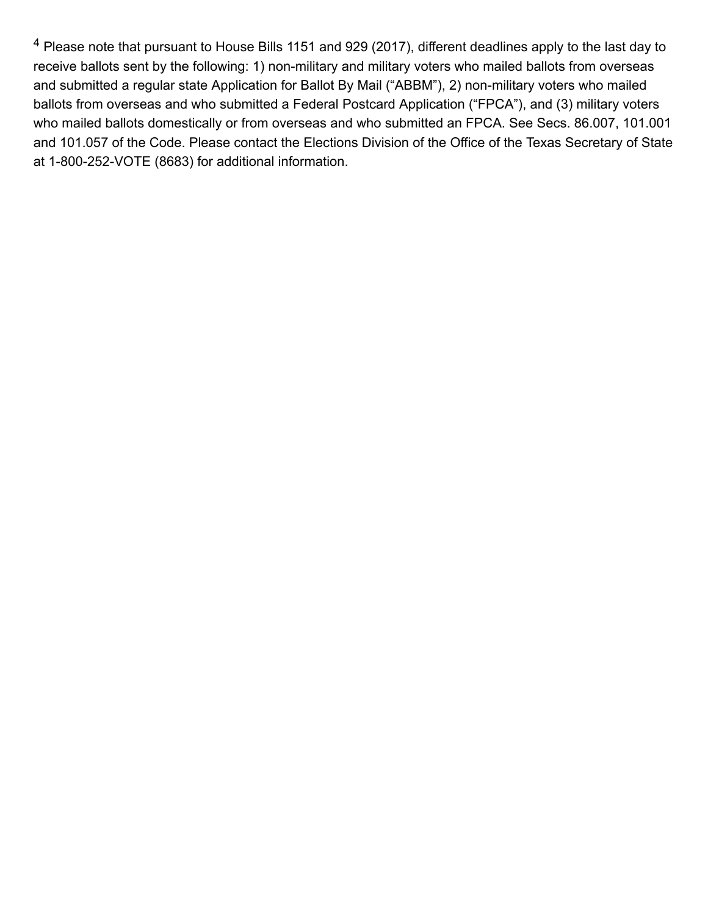[4] Please note that pursuant to House Bills 1151 and 929 (2017), different deadlines apply to the last day to receive ballots sent by the following: 1) non-military and military voters who mailed ballots from overseas and submitted a regular state Application for Ballot By Mail (“ABBM”), 2) non-military voters who mailed ballots from overseas and who submitted a Federal Postcard Application (“FPCA”), and (3) military voters who mailed ballots domestically or from overseas and who submitted an FPCA. See Secs. 86.007, 101.001 and 101.057 of the Code. Please contact the Elections Division of the Office of the Texas Secretary of State at 1-800-252-VOTE (8683) for additional information.